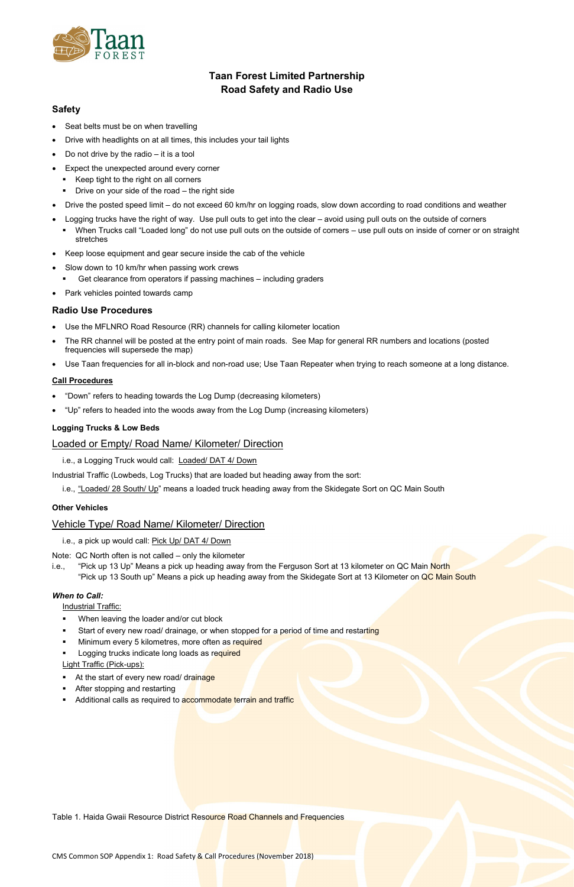# Taan Forest Limited Partnership
# Road Safety and Radio Use

## Safety

- Seat belts must be on when travelling
- Drive with headlights on at all times, this includes your tail lights
- Do not drive by the radio – it is a tool
- Expect the unexpected around every corner
  - Keep tight to the right on all corners
  - Drive on your side of the road – the right side
- Drive the posted speed limit – do not exceed 60 km/hr on logging roads, slow down according to road conditions and weather
- Logging trucks have the right of way. Use pull outs to get into the clear – avoid using pull outs on the outside of corners
  - When Trucks call "Loaded long" do not use pull outs on the outside of corners – use pull outs on inside of corner or on straight stretches
- Keep loose equipment and gear secure inside the cab of the vehicle
- Slow down to 10 km/hr when passing work crews
  - Get clearance from operators if passing machines – including graders
- Park vehicles pointed towards camp

## Radio Use Procedures

- Use the MFLNRO Road Resource (RR) channels for calling kilometer location
- The RR channel will be posted at the entry point of main roads. See Map for general RR numbers and locations (posted frequencies will supersede the map)
- Use Taan frequencies for all in-block and non-road use; Use Taan Repeater when trying to reach someone at a long distance.

### Call Procedures

- "Down" refers to heading towards the Log Dump (decreasing kilometers)
- "Up" refers to headed into the woods away from the Log Dump (increasing kilometers)

**Logging Trucks & Low Beds**

Loaded or Empty/ Road Name/ Kilometer/ Direction

i.e., a Logging Truck would call: Loaded/ DAT 4/ Down

Industrial Traffic (Lowbeds, Log Trucks) that are loaded but heading away from the sort:

i.e., "Loaded/ 28 South/ Up" means a loaded truck heading away from the Skidegate Sort on QC Main South

**Other Vehicles**

Vehicle Type/ Road Name/ Kilometer/ Direction

i.e., a pick up would call: Pick Up/ DAT 4/ Down

Note: QC North often is not called – only the kilometer

i.e., "Pick up 13 Up" Means a pick up heading away from the Ferguson Sort at 13 kilometer on QC Main North
"Pick up 13 South up" Means a pick up heading away from the Skidegate Sort at 13 Kilometer on QC Main South

***When to Call:***

Industrial Traffic:

- When leaving the loader and/or cut block
- Start of every new road/ drainage, or when stopped for a period of time and restarting
- Minimum every 5 kilometres, more often as required
- Logging trucks indicate long loads as required

Light Traffic (Pick-ups):

- At the start of every new road/ drainage
- After stopping and restarting
- Additional calls as required to accommodate terrain and traffic

Table 1. Haida Gwaii Resource District Resource Road Channels and Frequencies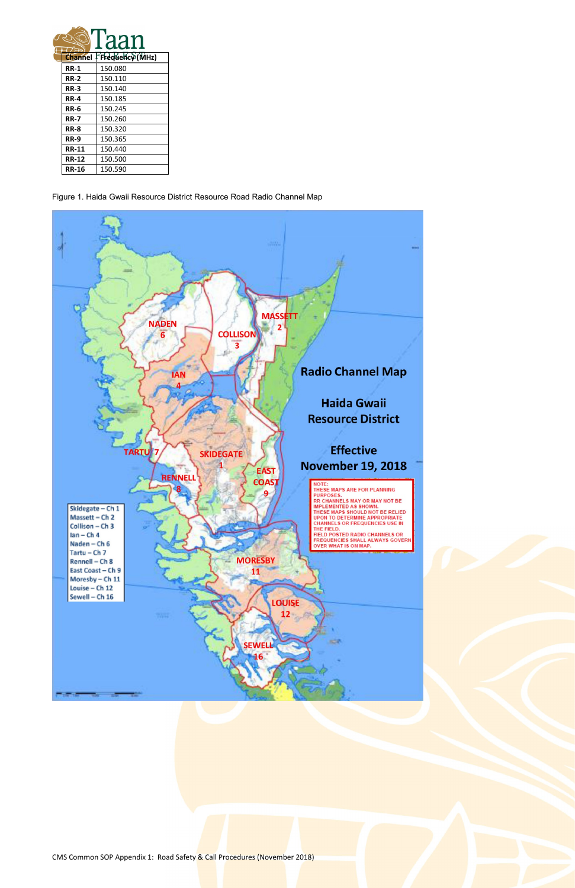| Channel | Frequency (MHz) |
|---|---|
| RR-1 | 150.080 |
| RR-2 | 150.110 |
| RR-3 | 150.140 |
| RR-4 | 150.185 |
| RR-6 | 150.245 |
| RR-7 | 150.260 |
| RR-8 | 150.320 |
| RR-9 | 150.365 |
| RR-11 | 150.440 |
| RR-12 | 150.500 |
| RR-16 | 150.590 |

Figure 1. Haida Gwaii Resource District Resource Road Radio Channel Map

Radio Channel Map

Haida Gwaii Resource District

Effective November 19, 2018

NADEN 6

COLLISON 3

MASSETT 2

IAN 4

TARTU 7

SKIDEGATE 1

EAST COAST 9

RENNELL 8

MORESBY 11

LOUISE 12

SEWELL 16

Skidegate – Ch 1
Massett – Ch 2
Collison – Ch 3
Ian – Ch 4
Naden – Ch 6
Tartu – Ch 7
Rennell – Ch 8
East Coast – Ch 9
Moresby – Ch 11
Louise – Ch 12
Sewell – Ch 16

NOTE:
THESE MAPS ARE FOR PLANNING PURPOSES.
RR CHANNELS MAY OR MAY NOT BE IMPLEMENTED AS SHOWN.
THESE MAPS SHOULD NOT BE RELIED UPON TO DETERMINE APPROPRIATE CHANNELS OR FREQUENCIES USE IN THE FIELD.
FIELD POSTED RADIO CHANNELS OR FREQUENCIES SHALL ALWAYS GOVERN OVER WHAT IS ON MAP.

CMS Common SOP Appendix 1: Road Safety & Call Procedures (November 2018)